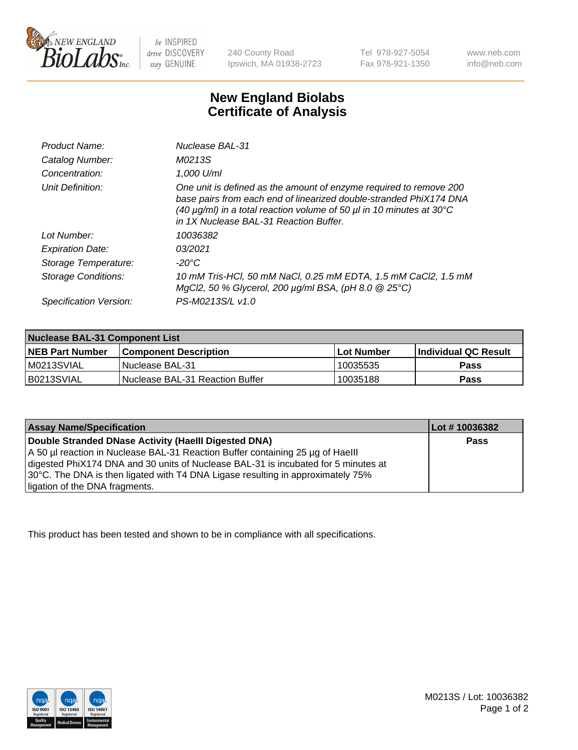240 County Road
Ipswich, MA 01938-2723

Tel 978-927-5054
Fax 978-921-1350

www.neb.com
info@neb.com

# New England Biolabs Certificate of Analysis

| | |
|---|---|
| *Product Name:* | *Nuclease BAL-31* |
| *Catalog Number:* | *M0213S* |
| *Concentration:* | *1,000 U/ml* |
| *Unit Definition:* | *One unit is defined as the amount of enzyme required to remove 200 base pairs from each end of linearized double-stranded PhiX174 DNA (40 µg/ml) in a total reaction volume of 50 µl in 10 minutes at 30°C in 1X Nuclease BAL-31 Reaction Buffer.* |
| *Lot Number:* | *10036382* |
| *Expiration Date:* | *03/2021* |
| *Storage Temperature:* | *-20°C* |
| *Storage Conditions:* | *10 mM Tris-HCl, 50 mM NaCl, 0.25 mM EDTA, 1.5 mM CaCl2, 1.5 mM MgCl2, 50 % Glycerol, 200 µg/ml BSA, (pH 8.0 @ 25°C)* |
| *Specification Version:* | *PS-M0213S/L v1.0* |

| Nuclease BAL-31 Component List | | | |
|---|---|---|---|
| **NEB Part Number** | **Component Description** | **Lot Number** | **Individual QC Result** |
| M0213SVIAL | Nuclease BAL-31 | 10035535 | **Pass** |
| B0213SVIAL | Nuclease BAL-31 Reaction Buffer | 10035188 | **Pass** |

| Assay Name/Specification | Lot # 10036382 |
|---|---|
| **Double Stranded DNase Activity (HaeIII Digested DNA)** A 50 µl reaction in Nuclease BAL-31 Reaction Buffer containing 25 µg of HaeIII digested PhiX174 DNA and 30 units of Nuclease BAL-31 is incubated for 5 minutes at 30°C. The DNA is then ligated with T4 DNA Ligase resulting in approximately 75% ligation of the DNA fragments. | **Pass** |

This product has been tested and shown to be in compliance with all specifications.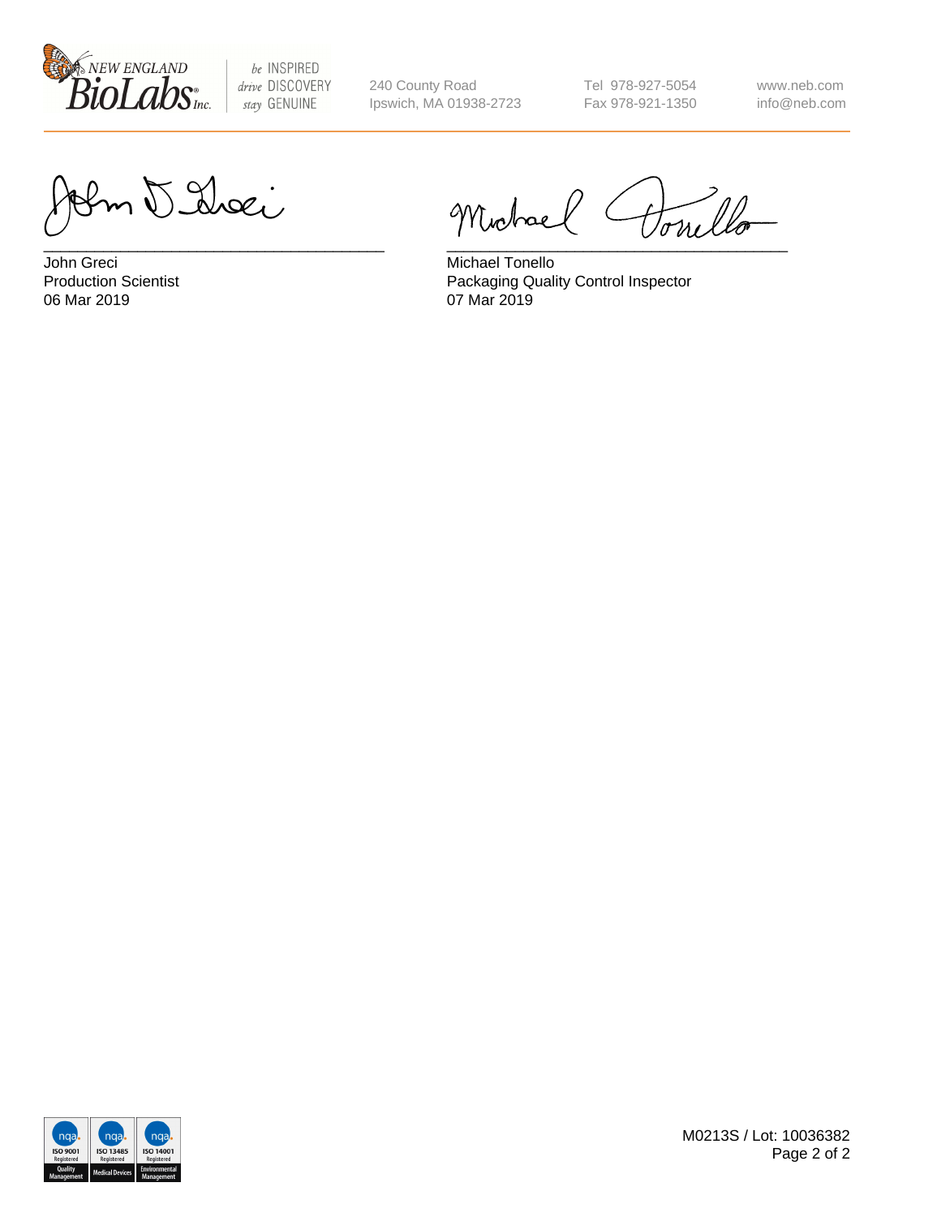John Greci
Production Scientist
06 Mar 2019

Michael Tonello
Packaging Quality Control Inspector
07 Mar 2019